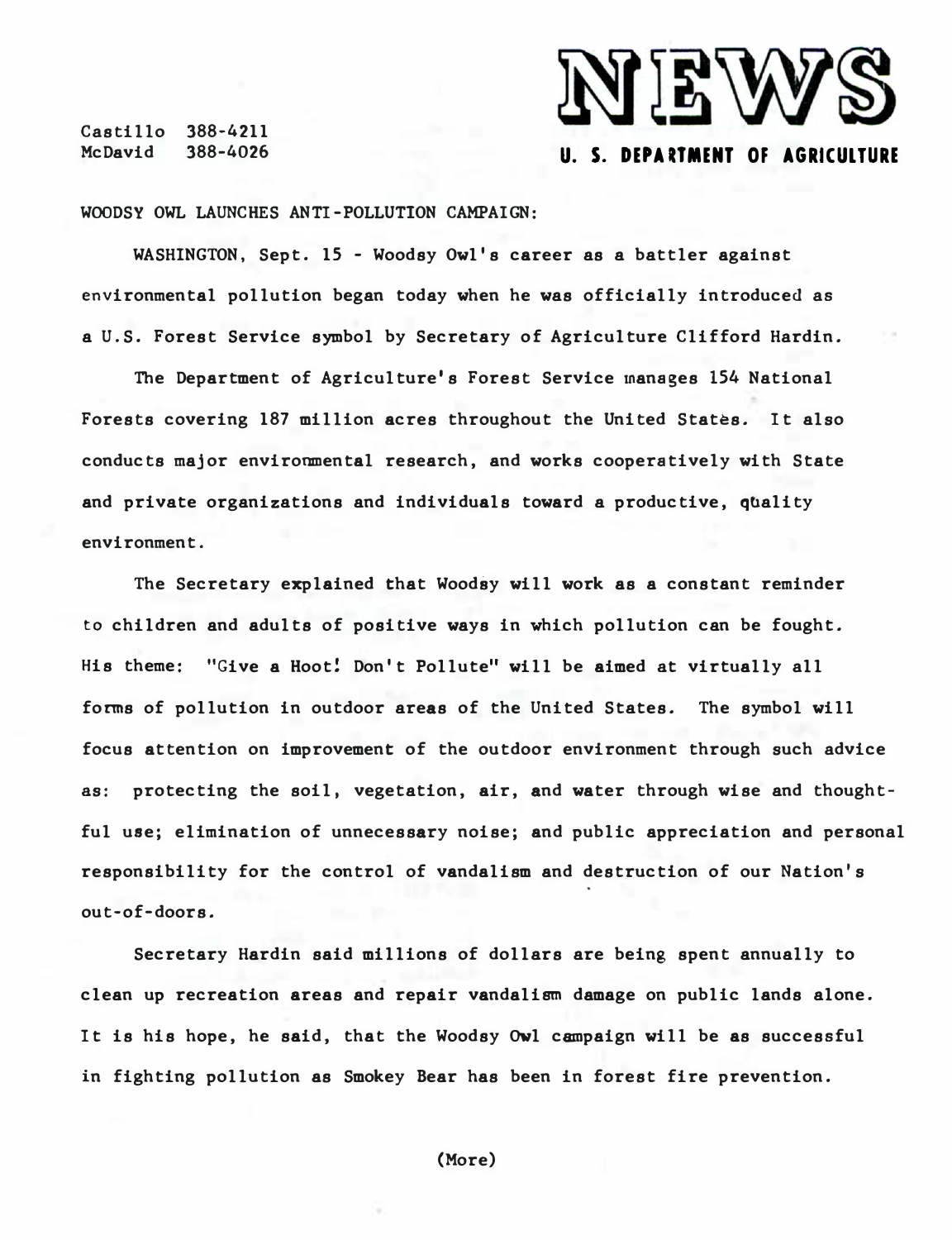Castillo 388-4211
McDavid 388-4026

# NEWS

**U. S. DEPARTMENT OF AGRICULTURE**

WOODSY OWL LAUNCHES ANTI-POLLUTION CAMPAIGN:

WASHINGTON, Sept. 15 - Woodsy Owl's career as a battler against environmental pollution began today when he was officially introduced as a U.S. Forest Service symbol by Secretary of Agriculture Clifford Hardin.

The Department of Agriculture's Forest Service manages 154 National Forests covering 187 million acres throughout the United States. It also conducts major environmental research, and works cooperatively with State and private organizations and individuals toward a productive, quality environment.

The Secretary explained that Woodsy will work as a constant reminder to children and adults of positive ways in which pollution can be fought. His theme: "Give a Hoot! Don't Pollute" will be aimed at virtually all forms of pollution in outdoor areas of the United States. The symbol will focus attention on improvement of the outdoor environment through such advice as: protecting the soil, vegetation, air, and water through wise and thoughtful use; elimination of unnecessary noise; and public appreciation and personal responsibility for the control of vandalism and destruction of our Nation's out-of-doors.

Secretary Hardin said millions of dollars are being spent annually to clean up recreation areas and repair vandalism damage on public lands alone. It is his hope, he said, that the Woodsy Owl campaign will be as successful in fighting pollution as Smokey Bear has been in forest fire prevention.

(More)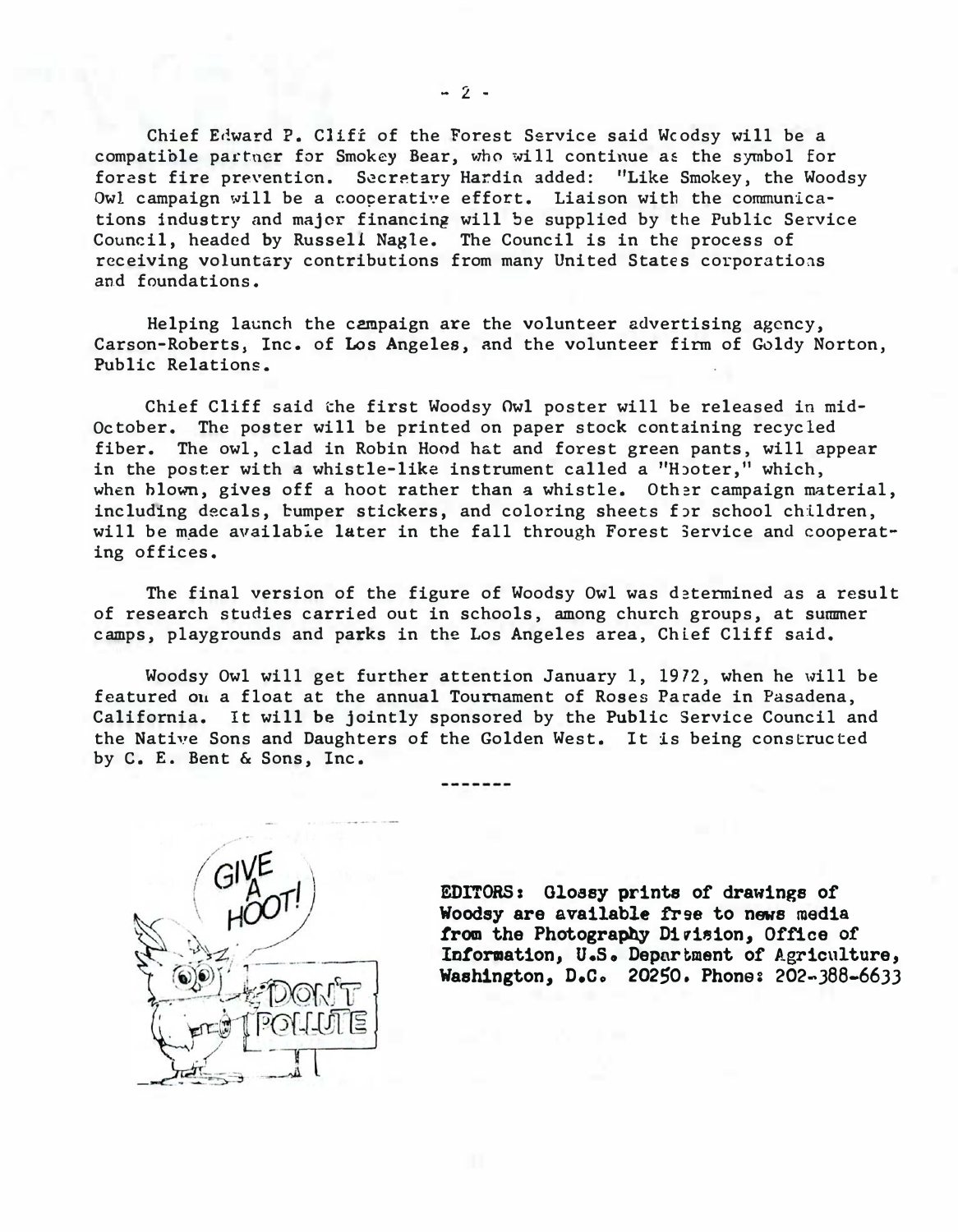Chief Edward P. Cliff of the Forest Service said Woodsy will be a compatible partner for Smokey Bear, who will continue as the symbol for forest fire prevention. Secretary Hardin added: "Like Smokey, the Woodsy Owl campaign will be a cooperative effort. Liaison with the communications industry and major financing will be supplied by the Public Service Council, headed by Russell Nagle. The Council is in the process of receiving voluntary contributions from many United States corporations and foundations.

Helping launch the campaign are the volunteer advertising agency, Carson-Roberts, Inc. of Los Angeles, and the volunteer firm of Goldy Norton, Public Relations.

Chief Cliff said the first Woodsy Owl poster will be released in mid-October. The poster will be printed on paper stock containing recycled fiber. The owl, clad in Robin Hood hat and forest green pants, will appear in the poster with a whistle-like instrument called a "Hooter," which, when blown, gives off a hoot rather than a whistle. Other campaign material, including decals, bumper stickers, and coloring sheets for school children, will be made available later in the fall through Forest Service and cooperating offices.

The final version of the figure of Woodsy Owl was determined as a result of research studies carried out in schools, among church groups, at summer camps, playgrounds and parks in the Los Angeles area, Chief Cliff said.

Woodsy Owl will get further attention January 1, 1972, when he will be featured on a float at the annual Tournament of Roses Parade in Pasadena, California. It will be jointly sponsored by the Public Service Council and the Native Sons and Daughters of the Golden West. It is being constructed by C. E. Bent & Sons, Inc.

-------

GIVE A HOOT!

DON'T POLLUTE

**EDITORS: Glossy prints of drawings of Woodsy are available free to news media from the Photography Division, Office of Information, U.S. Department of Agriculture, Washington, D.C. 20250. Phone: 202-388-6633**